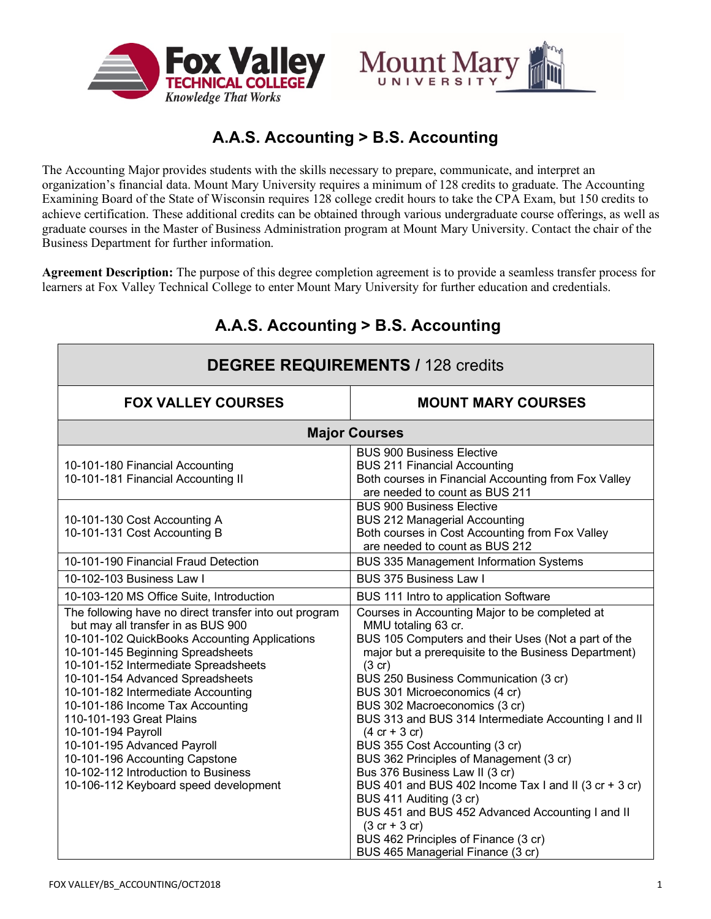# A.A.S. Accounting > B.S. Accounting

The Accounting Major provides students with the skills necessary to prepare, communicate, and interpret an organization's financial data. Mount Mary University requires a minimum of 128 credits to graduate. The Accounting Examining Board of the State of Wisconsin requires 128 college credit hours to take the CPA Exam, but 150 credits to achieve certification. These additional credits can be obtained through various undergraduate course offerings, as well as graduate courses in the Master of Business Administration program at Mount Mary University. Contact the chair of the Business Department for further information.

**Agreement Description:** The purpose of this degree completion agreement is to provide a seamless transfer process for learners at Fox Valley Technical College to enter Mount Mary University for further education and credentials.

## A.A.S. Accounting > B.S. Accounting

| **DEGREE REQUIREMENTS** / 128 credits | |
|---|---|
| **FOX VALLEY COURSES** | **MOUNT MARY COURSES** |
| **Major Courses** | |
| 10-101-180 Financial Accounting<br>10-101-181 Financial Accounting II | BUS 900 Business Elective<br>BUS 211 Financial Accounting<br>Both courses in Financial Accounting from Fox Valley are needed to count as BUS 211 |
| 10-101-130 Cost Accounting A<br>10-101-131 Cost Accounting B | BUS 900 Business Elective<br>BUS 212 Managerial Accounting<br>Both courses in Cost Accounting from Fox Valley are needed to count as BUS 212 |
| 10-101-190 Financial Fraud Detection | BUS 335 Management Information Systems |
| 10-102-103 Business Law I | BUS 375 Business Law I |
| 10-103-120 MS Office Suite, Introduction | BUS 111 Intro to application Software |
| The following have no direct transfer into out program but may all transfer in as BUS 900<br>10-101-102 QuickBooks Accounting Applications<br>10-101-145 Beginning Spreadsheets<br>10-101-152 Intermediate Spreadsheets<br>10-101-154 Advanced Spreadsheets<br>10-101-182 Intermediate Accounting<br>10-101-186 Income Tax Accounting<br>110-101-193 Great Plains<br>10-101-194 Payroll<br>10-101-195 Advanced Payroll<br>10-101-196 Accounting Capstone<br>10-102-112 Introduction to Business<br>10-106-112 Keyboard speed development | Courses in Accounting Major to be completed at MMU totaling 63 cr.<br>BUS 105 Computers and their Uses (Not a part of the major but a prerequisite to the Business Department) (3 cr)<br>BUS 250 Business Communication (3 cr)<br>BUS 301 Microeconomics (4 cr)<br>BUS 302 Macroeconomics (3 cr)<br>BUS 313 and BUS 314 Intermediate Accounting I and II (4 cr + 3 cr)<br>BUS 355 Cost Accounting (3 cr)<br>BUS 362 Principles of Management (3 cr)<br>Bus 376 Business Law II (3 cr)<br>BUS 401 and BUS 402 Income Tax I and II (3 cr + 3 cr)<br>BUS 411 Auditing (3 cr)<br>BUS 451 and BUS 452 Advanced Accounting I and II (3 cr + 3 cr)<br>BUS 462 Principles of Finance (3 cr)<br>BUS 465 Managerial Finance (3 cr) |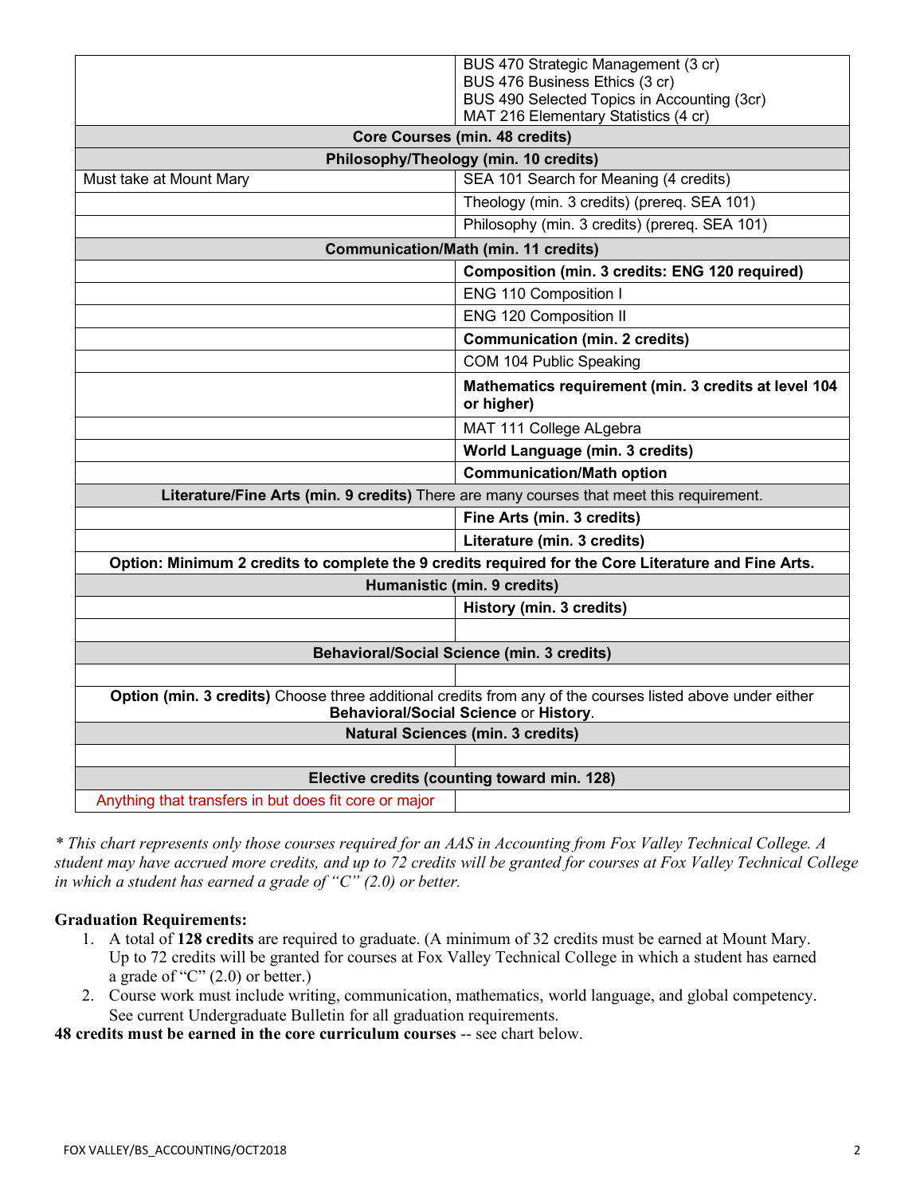| | |
|---|---|
| | BUS 470 Strategic Management (3 cr)<br>BUS 476 Business Ethics (3 cr)<br>BUS 490 Selected Topics in Accounting (3cr)<br>MAT 216 Elementary Statistics (4 cr) |
| **Core Courses (min. 48 credits)** | |
| **Philosophy/Theology (min. 10 credits)** | |
| Must take at Mount Mary | SEA 101 Search for Meaning (4 credits) |
| | Theology (min. 3 credits) (prereq. SEA 101) |
| | Philosophy (min. 3 credits) (prereq. SEA 101) |
| **Communication/Math (min. 11 credits)** | |
| | **Composition (min. 3 credits: ENG 120 required)** |
| | ENG 110 Composition I |
| | ENG 120 Composition II |
| | **Communication (min. 2 credits)** |
| | COM 104 Public Speaking |
| | **Mathematics requirement (min. 3 credits at level 104 or higher)** |
| | MAT 111 College ALgebra |
| | **World Language (min. 3 credits)** |
| | **Communication/Math option** |
| **Literature/Fine Arts (min. 9 credits)** There are many courses that meet this requirement. | |
| | **Fine Arts (min. 3 credits)** |
| | **Literature (min. 3 credits)** |
| **Option: Minimum 2 credits to complete the 9 credits required for the Core Literature and Fine Arts.** | |
| **Humanistic (min. 9 credits)** | |
| | **History (min. 3 credits)** |
| | |
| **Behavioral/Social Science (min. 3 credits)** | |
| | |
| **Option (min. 3 credits)** Choose three additional credits from any of the courses listed above under either **Behavioral/Social Science** or **History**. | |
| **Natural Sciences (min. 3 credits)** | |
| | |
| **Elective credits (counting toward min. 128)** | |
| Anything that transfers in but does fit core or major | |

*\* This chart represents only those courses required for an AAS in Accounting from Fox Valley Technical College. A student may have accrued more credits, and up to 72 credits will be granted for courses at Fox Valley Technical College in which a student has earned a grade of "C" (2.0) or better.*

**Graduation Requirements:**

1. A total of **128 credits** are required to graduate. (A minimum of 32 credits must be earned at Mount Mary. Up to 72 credits will be granted for courses at Fox Valley Technical College in which a student has earned a grade of "C" (2.0) or better.)
2. Course work must include writing, communication, mathematics, world language, and global competency. See current Undergraduate Bulletin for all graduation requirements.

**48 credits must be earned in the core curriculum courses** -- see chart below.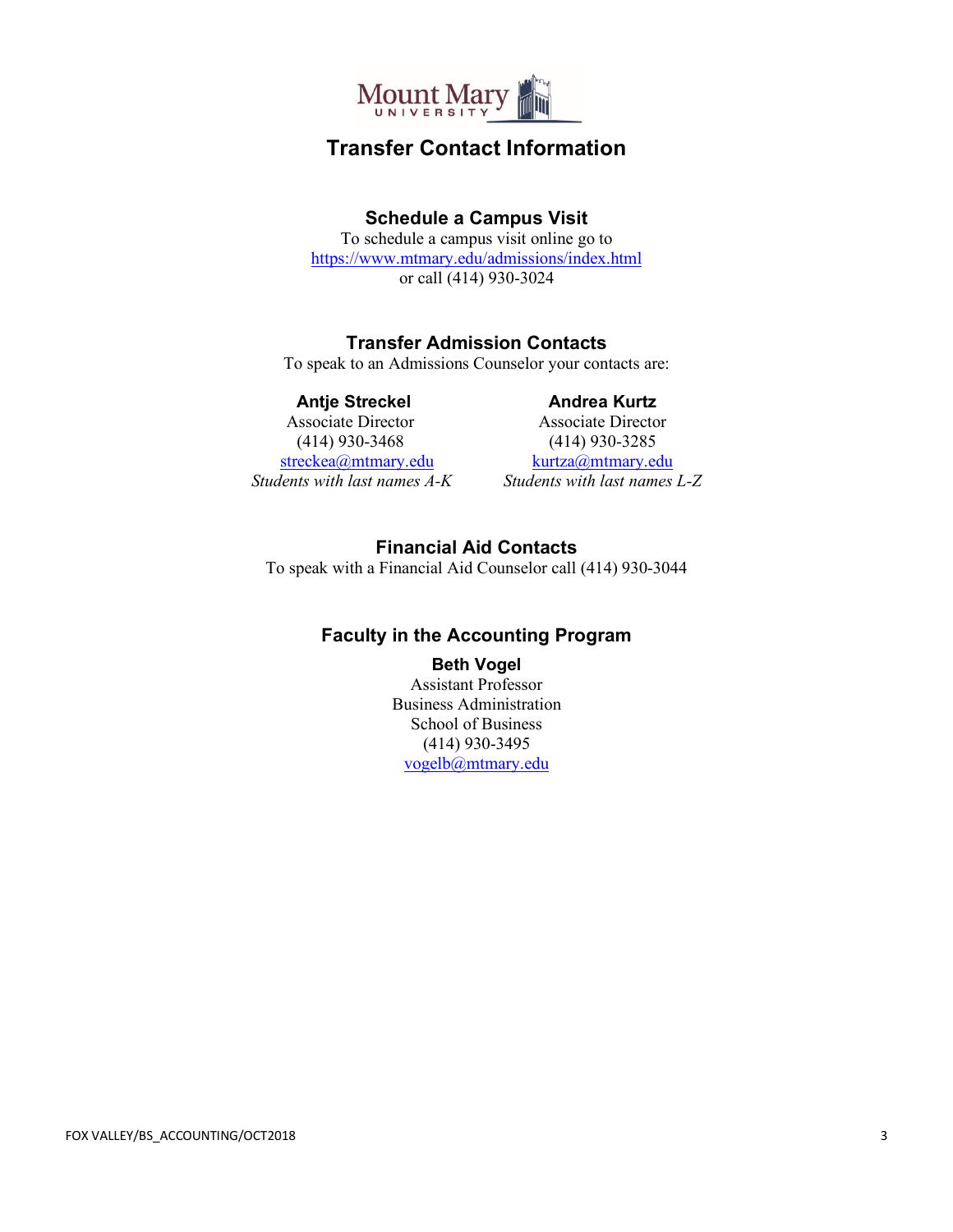# Transfer Contact Information

## Schedule a Campus Visit

To schedule a campus visit online go to https://www.mtmary.edu/admissions/index.html or call (414) 930-3024

## Transfer Admission Contacts

To speak to an Admissions Counselor your contacts are:

**Antje Streckel**
Associate Director
(414) 930-3468
streckea@mtmary.edu
*Students with last names A-K*

**Andrea Kurtz**
Associate Director
(414) 930-3285
kurtza@mtmary.edu
*Students with last names L-Z*

## Financial Aid Contacts

To speak with a Financial Aid Counselor call (414) 930-3044

## Faculty in the Accounting Program

**Beth Vogel**
Assistant Professor
Business Administration
School of Business
(414) 930-3495
vogelb@mtmary.edu

FOX VALLEY/BS_ACCOUNTING/OCT2018